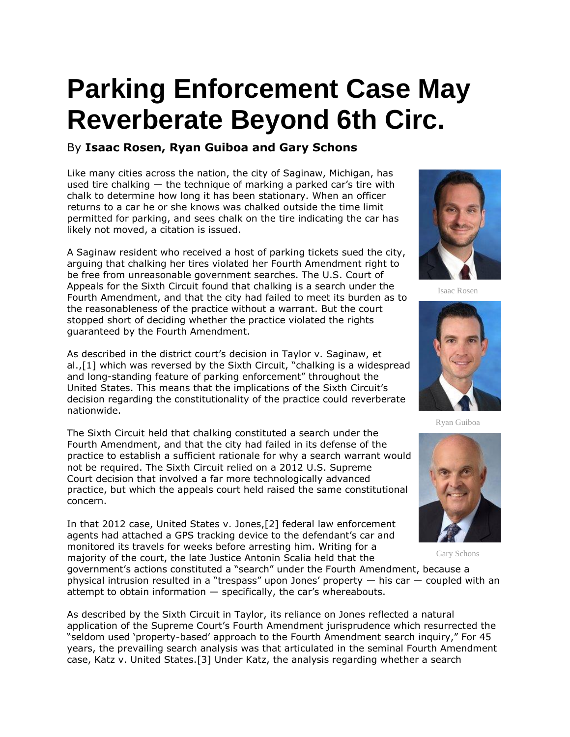# Parking Enforcement Case May Reverberate Beyond 6th Circ.

By **Isaac Rosen, Ryan Guiboa and Gary Schons**

Like many cities across the nation, the city of Saginaw, Michigan, has used tire chalking — the technique of marking a parked car's tire with chalk to determine how long it has been stationary. When an officer returns to a car he or she knows was chalked outside the time limit permitted for parking, and sees chalk on the tire indicating the car has likely not moved, a citation is issued.

A Saginaw resident who received a host of parking tickets sued the city, arguing that chalking her tires violated her Fourth Amendment right to be free from unreasonable government searches. The U.S. Court of Appeals for the Sixth Circuit found that chalking is a search under the Fourth Amendment, and that the city had failed to meet its burden as to the reasonableness of the practice without a warrant. But the court stopped short of deciding whether the practice violated the rights guaranteed by the Fourth Amendment.

Isaac Rosen

Ryan Guiboa

Gary Schons

As described in the district court's decision in Taylor v. Saginaw, et al.,[1] which was reversed by the Sixth Circuit, "chalking is a widespread and long-standing feature of parking enforcement" throughout the United States. This means that the implications of the Sixth Circuit's decision regarding the constitutionality of the practice could reverberate nationwide.

The Sixth Circuit held that chalking constituted a search under the Fourth Amendment, and that the city had failed in its defense of the practice to establish a sufficient rationale for why a search warrant would not be required. The Sixth Circuit relied on a 2012 U.S. Supreme Court decision that involved a far more technologically advanced practice, but which the appeals court held raised the same constitutional concern.

In that 2012 case, United States v. Jones,[2] federal law enforcement agents had attached a GPS tracking device to the defendant's car and monitored its travels for weeks before arresting him. Writing for a majority of the court, the late Justice Antonin Scalia held that the government's actions constituted a "search" under the Fourth Amendment, because a physical intrusion resulted in a "trespass" upon Jones' property — his car — coupled with an attempt to obtain information — specifically, the car's whereabouts.

As described by the Sixth Circuit in Taylor, its reliance on Jones reflected a natural application of the Supreme Court's Fourth Amendment jurisprudence which resurrected the "seldom used 'property-based' approach to the Fourth Amendment search inquiry," For 45 years, the prevailing search analysis was that articulated in the seminal Fourth Amendment case, Katz v. United States.[3] Under Katz, the analysis regarding whether a search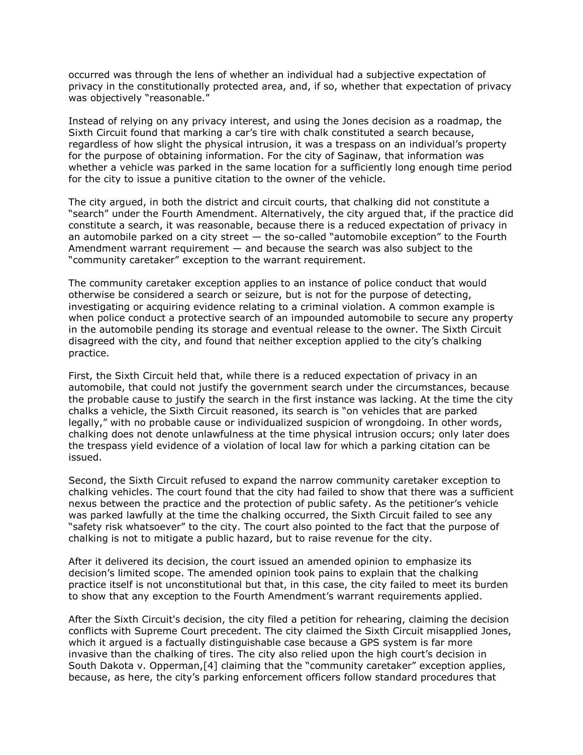occurred was through the lens of whether an individual had a subjective expectation of privacy in the constitutionally protected area, and, if so, whether that expectation of privacy was objectively "reasonable."

Instead of relying on any privacy interest, and using the Jones decision as a roadmap, the Sixth Circuit found that marking a car's tire with chalk constituted a search because, regardless of how slight the physical intrusion, it was a trespass on an individual's property for the purpose of obtaining information. For the city of Saginaw, that information was whether a vehicle was parked in the same location for a sufficiently long enough time period for the city to issue a punitive citation to the owner of the vehicle.

The city argued, in both the district and circuit courts, that chalking did not constitute a "search" under the Fourth Amendment. Alternatively, the city argued that, if the practice did constitute a search, it was reasonable, because there is a reduced expectation of privacy in an automobile parked on a city street — the so-called "automobile exception" to the Fourth Amendment warrant requirement — and because the search was also subject to the "community caretaker" exception to the warrant requirement.

The community caretaker exception applies to an instance of police conduct that would otherwise be considered a search or seizure, but is not for the purpose of detecting, investigating or acquiring evidence relating to a criminal violation. A common example is when police conduct a protective search of an impounded automobile to secure any property in the automobile pending its storage and eventual release to the owner. The Sixth Circuit disagreed with the city, and found that neither exception applied to the city's chalking practice.

First, the Sixth Circuit held that, while there is a reduced expectation of privacy in an automobile, that could not justify the government search under the circumstances, because the probable cause to justify the search in the first instance was lacking. At the time the city chalks a vehicle, the Sixth Circuit reasoned, its search is "on vehicles that are parked legally," with no probable cause or individualized suspicion of wrongdoing. In other words, chalking does not denote unlawfulness at the time physical intrusion occurs; only later does the trespass yield evidence of a violation of local law for which a parking citation can be issued.

Second, the Sixth Circuit refused to expand the narrow community caretaker exception to chalking vehicles. The court found that the city had failed to show that there was a sufficient nexus between the practice and the protection of public safety. As the petitioner's vehicle was parked lawfully at the time the chalking occurred, the Sixth Circuit failed to see any "safety risk whatsoever" to the city. The court also pointed to the fact that the purpose of chalking is not to mitigate a public hazard, but to raise revenue for the city.

After it delivered its decision, the court issued an amended opinion to emphasize its decision's limited scope. The amended opinion took pains to explain that the chalking practice itself is not unconstitutional but that, in this case, the city failed to meet its burden to show that any exception to the Fourth Amendment's warrant requirements applied.

After the Sixth Circuit's decision, the city filed a petition for rehearing, claiming the decision conflicts with Supreme Court precedent. The city claimed the Sixth Circuit misapplied Jones, which it argued is a factually distinguishable case because a GPS system is far more invasive than the chalking of tires. The city also relied upon the high court's decision in South Dakota v. Opperman,[4] claiming that the "community caretaker" exception applies, because, as here, the city's parking enforcement officers follow standard procedures that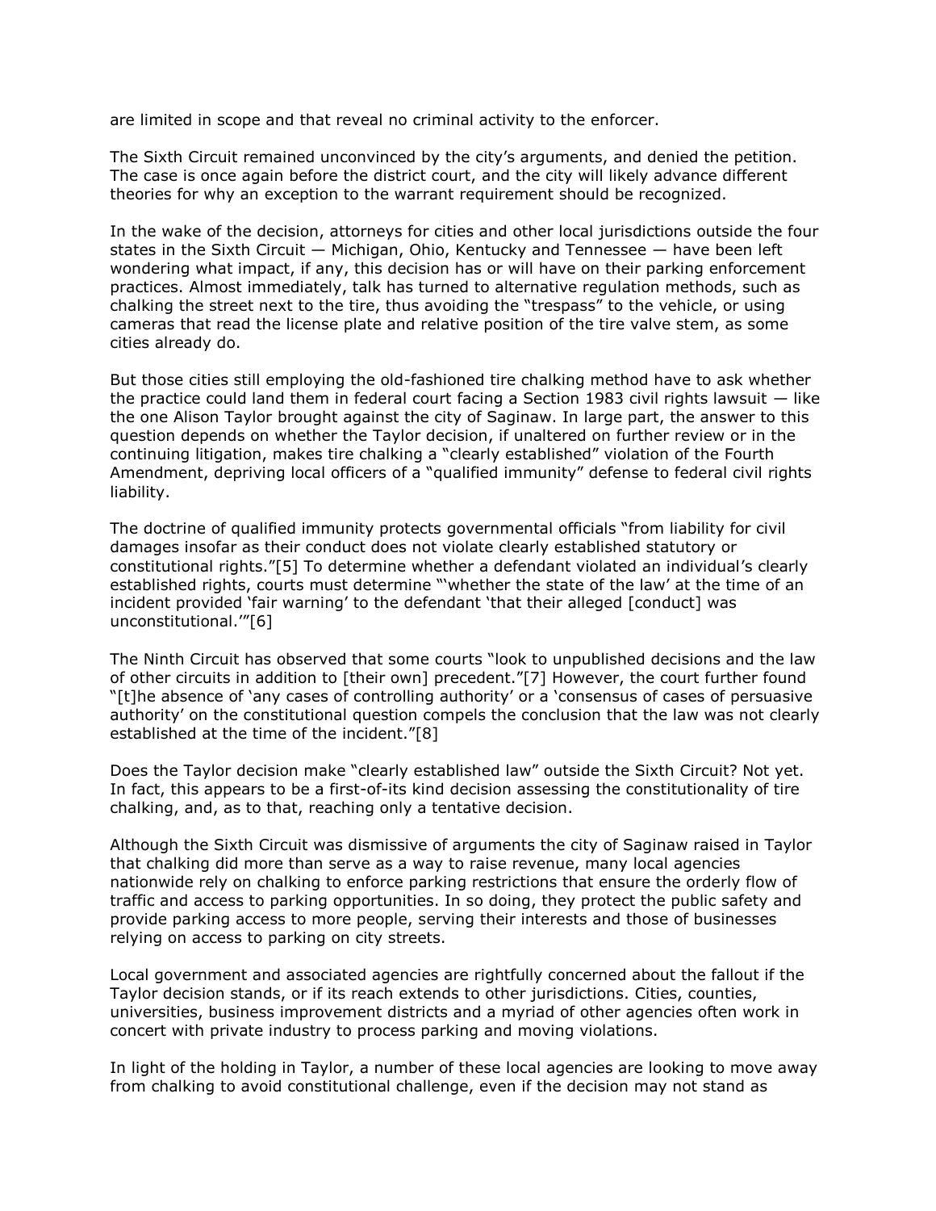are limited in scope and that reveal no criminal activity to the enforcer.

The Sixth Circuit remained unconvinced by the city's arguments, and denied the petition. The case is once again before the district court, and the city will likely advance different theories for why an exception to the warrant requirement should be recognized.

In the wake of the decision, attorneys for cities and other local jurisdictions outside the four states in the Sixth Circuit — Michigan, Ohio, Kentucky and Tennessee — have been left wondering what impact, if any, this decision has or will have on their parking enforcement practices. Almost immediately, talk has turned to alternative regulation methods, such as chalking the street next to the tire, thus avoiding the "trespass" to the vehicle, or using cameras that read the license plate and relative position of the tire valve stem, as some cities already do.

But those cities still employing the old-fashioned tire chalking method have to ask whether the practice could land them in federal court facing a Section 1983 civil rights lawsuit — like the one Alison Taylor brought against the city of Saginaw. In large part, the answer to this question depends on whether the Taylor decision, if unaltered on further review or in the continuing litigation, makes tire chalking a "clearly established" violation of the Fourth Amendment, depriving local officers of a "qualified immunity" defense to federal civil rights liability.

The doctrine of qualified immunity protects governmental officials "from liability for civil damages insofar as their conduct does not violate clearly established statutory or constitutional rights."[5] To determine whether a defendant violated an individual's clearly established rights, courts must determine "'whether the state of the law' at the time of an incident provided 'fair warning' to the defendant 'that their alleged [conduct] was unconstitutional.'"[6]

The Ninth Circuit has observed that some courts "look to unpublished decisions and the law of other circuits in addition to [their own] precedent."[7] However, the court further found "[t]he absence of 'any cases of controlling authority' or a 'consensus of cases of persuasive authority' on the constitutional question compels the conclusion that the law was not clearly established at the time of the incident."[8]

Does the Taylor decision make "clearly established law" outside the Sixth Circuit? Not yet. In fact, this appears to be a first-of-its kind decision assessing the constitutionality of tire chalking, and, as to that, reaching only a tentative decision.

Although the Sixth Circuit was dismissive of arguments the city of Saginaw raised in Taylor that chalking did more than serve as a way to raise revenue, many local agencies nationwide rely on chalking to enforce parking restrictions that ensure the orderly flow of traffic and access to parking opportunities. In so doing, they protect the public safety and provide parking access to more people, serving their interests and those of businesses relying on access to parking on city streets.

Local government and associated agencies are rightfully concerned about the fallout if the Taylor decision stands, or if its reach extends to other jurisdictions. Cities, counties, universities, business improvement districts and a myriad of other agencies often work in concert with private industry to process parking and moving violations.

In light of the holding in Taylor, a number of these local agencies are looking to move away from chalking to avoid constitutional challenge, even if the decision may not stand as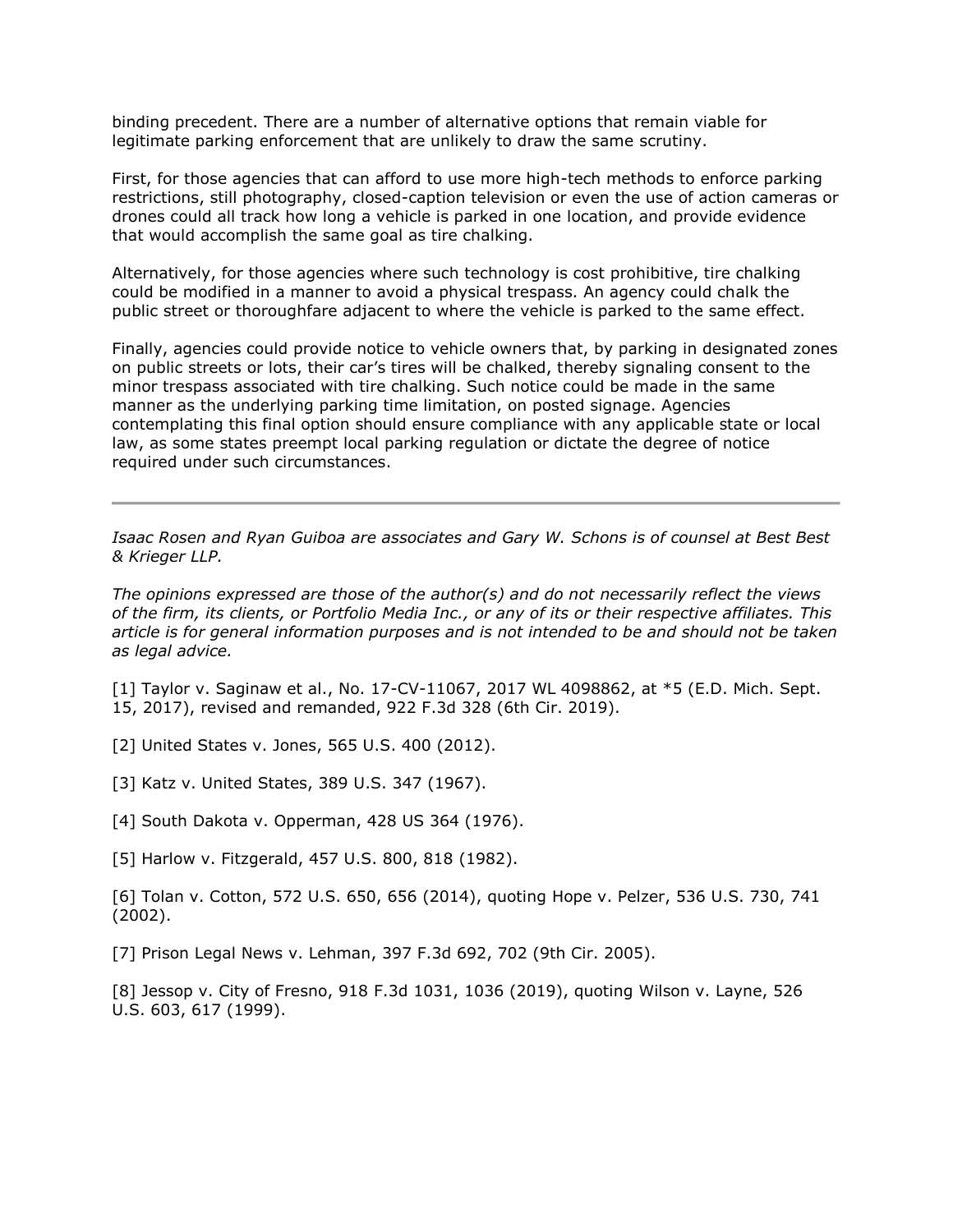binding precedent. There are a number of alternative options that remain viable for legitimate parking enforcement that are unlikely to draw the same scrutiny.

First, for those agencies that can afford to use more high-tech methods to enforce parking restrictions, still photography, closed-caption television or even the use of action cameras or drones could all track how long a vehicle is parked in one location, and provide evidence that would accomplish the same goal as tire chalking.

Alternatively, for those agencies where such technology is cost prohibitive, tire chalking could be modified in a manner to avoid a physical trespass. An agency could chalk the public street or thoroughfare adjacent to where the vehicle is parked to the same effect.

Finally, agencies could provide notice to vehicle owners that, by parking in designated zones on public streets or lots, their car's tires will be chalked, thereby signaling consent to the minor trespass associated with tire chalking. Such notice could be made in the same manner as the underlying parking time limitation, on posted signage. Agencies contemplating this final option should ensure compliance with any applicable state or local law, as some states preempt local parking regulation or dictate the degree of notice required under such circumstances.

---

*Isaac Rosen and Ryan Guiboa are associates and Gary W. Schons is of counsel at Best Best & Krieger LLP.*

*The opinions expressed are those of the author(s) and do not necessarily reflect the views of the firm, its clients, or Portfolio Media Inc., or any of its or their respective affiliates. This article is for general information purposes and is not intended to be and should not be taken as legal advice.*

[1] Taylor v. Saginaw et al., No. 17-CV-11067, 2017 WL 4098862, at *5 (E.D. Mich. Sept. 15, 2017), revised and remanded, 922 F.3d 328 (6th Cir. 2019).

[2] United States v. Jones, 565 U.S. 400 (2012).

[3] Katz v. United States, 389 U.S. 347 (1967).

[4] South Dakota v. Opperman, 428 US 364 (1976).

[5] Harlow v. Fitzgerald, 457 U.S. 800, 818 (1982).

[6] Tolan v. Cotton, 572 U.S. 650, 656 (2014), quoting Hope v. Pelzer, 536 U.S. 730, 741 (2002).

[7] Prison Legal News v. Lehman, 397 F.3d 692, 702 (9th Cir. 2005).

[8] Jessop v. City of Fresno, 918 F.3d 1031, 1036 (2019), quoting Wilson v. Layne, 526 U.S. 603, 617 (1999).